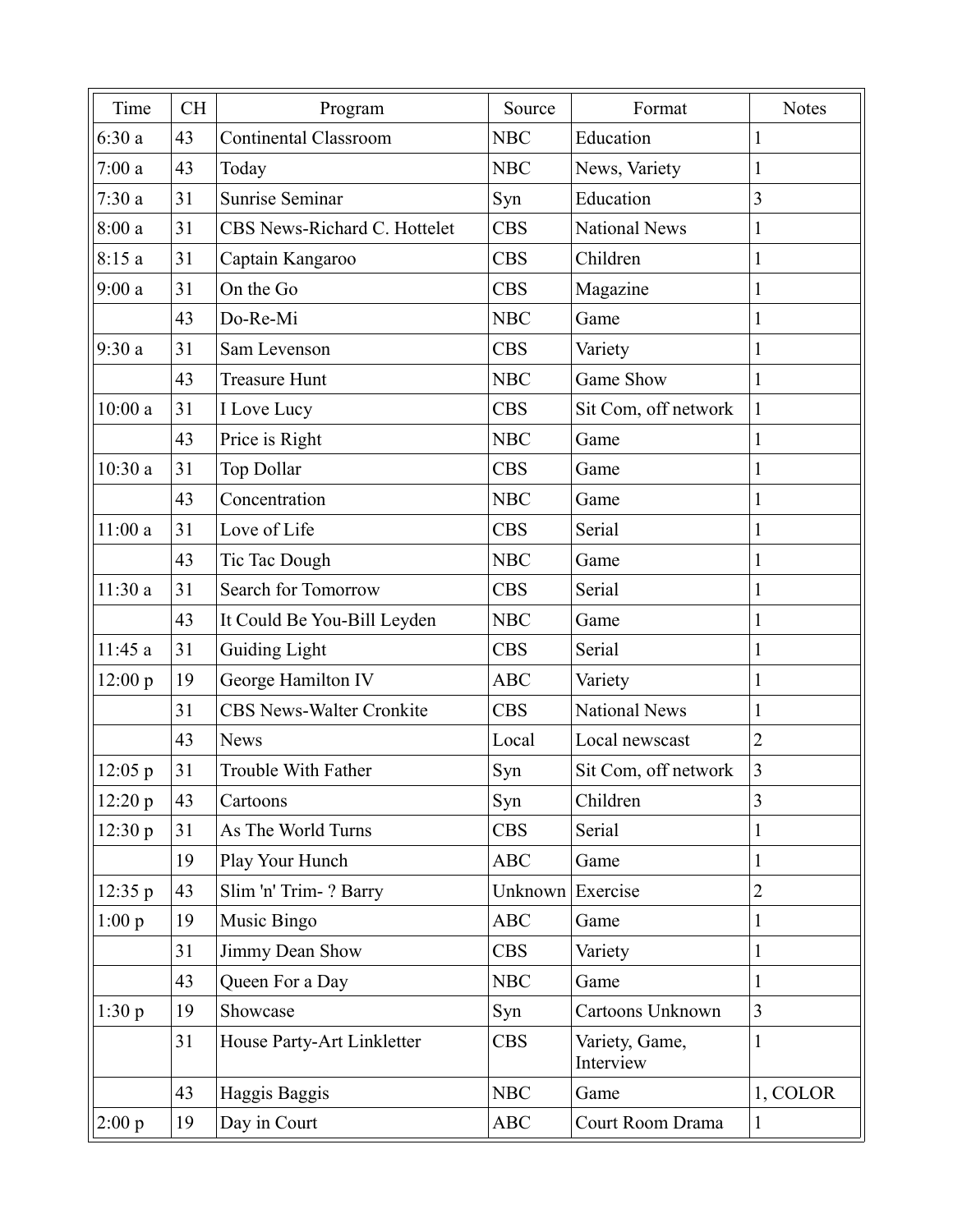| Time | CH | Program | Source | Format | Notes |
| --- | --- | --- | --- | --- | --- |
| 6:30 a | 43 | Continental Classroom | NBC | Education | 1 |
| 7:00 a | 43 | Today | NBC | News, Variety | 1 |
| 7:30 a | 31 | Sunrise Seminar | Syn | Education | 3 |
| 8:00 a | 31 | CBS News-Richard C. Hottelet | CBS | National News | 1 |
| 8:15 a | 31 | Captain Kangaroo | CBS | Children | 1 |
| 9:00 a | 31 | On the Go | CBS | Magazine | 1 |
| | 43 | Do-Re-Mi | NBC | Game | 1 |
| 9:30 a | 31 | Sam Levenson | CBS | Variety | 1 |
| | 43 | Treasure Hunt | NBC | Game Show | 1 |
| 10:00 a | 31 | I Love Lucy | CBS | Sit Com, off network | 1 |
| | 43 | Price is Right | NBC | Game | 1 |
| 10:30 a | 31 | Top Dollar | CBS | Game | 1 |
| | 43 | Concentration | NBC | Game | 1 |
| 11:00 a | 31 | Love of Life | CBS | Serial | 1 |
| | 43 | Tic Tac Dough | NBC | Game | 1 |
| 11:30 a | 31 | Search for Tomorrow | CBS | Serial | 1 |
| | 43 | It Could Be You-Bill Leyden | NBC | Game | 1 |
| 11:45 a | 31 | Guiding Light | CBS | Serial | 1 |
| 12:00 p | 19 | George Hamilton IV | ABC | Variety | 1 |
| | 31 | CBS News-Walter Cronkite | CBS | National News | 1 |
| | 43 | News | Local | Local newscast | 2 |
| 12:05 p | 31 | Trouble With Father | Syn | Sit Com, off network | 3 |
| 12:20 p | 43 | Cartoons | Syn | Children | 3 |
| 12:30 p | 31 | As The World Turns | CBS | Serial | 1 |
| | 19 | Play Your Hunch | ABC | Game | 1 |
| 12:35 p | 43 | Slim 'n' Trim- ? Barry | Unknown | Exercise | 2 |
| 1:00 p | 19 | Music Bingo | ABC | Game | 1 |
| | 31 | Jimmy Dean Show | CBS | Variety | 1 |
| | 43 | Queen For a Day | NBC | Game | 1 |
| 1:30 p | 19 | Showcase | Syn | Cartoons Unknown | 3 |
| | 31 | House Party-Art Linkletter | CBS | Variety, Game, Interview | 1 |
| | 43 | Haggis Baggis | NBC | Game | 1, COLOR |
| 2:00 p | 19 | Day in Court | ABC | Court Room Drama | 1 |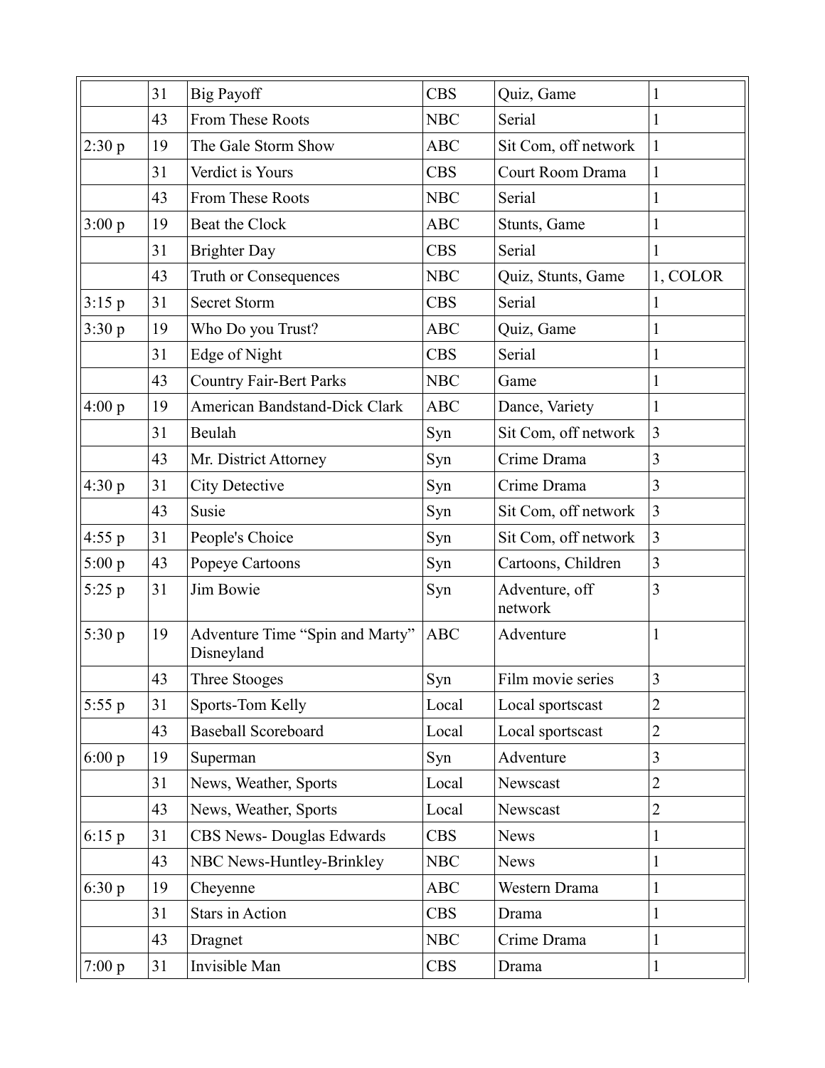| | | | | | |
|---|---|---|---|---|---|
| | 31 | Big Payoff | CBS | Quiz, Game | 1 |
| | 43 | From These Roots | NBC | Serial | 1 |
| 2:30 p | 19 | The Gale Storm Show | ABC | Sit Com, off network | 1 |
| | 31 | Verdict is Yours | CBS | Court Room Drama | 1 |
| | 43 | From These Roots | NBC | Serial | 1 |
| 3:00 p | 19 | Beat the Clock | ABC | Stunts, Game | 1 |
| | 31 | Brighter Day | CBS | Serial | 1 |
| | 43 | Truth or Consequences | NBC | Quiz, Stunts, Game | 1, COLOR |
| 3:15 p | 31 | Secret Storm | CBS | Serial | 1 |
| 3:30 p | 19 | Who Do you Trust? | ABC | Quiz, Game | 1 |
| | 31 | Edge of Night | CBS | Serial | 1 |
| | 43 | Country Fair-Bert Parks | NBC | Game | 1 |
| 4:00 p | 19 | American Bandstand-Dick Clark | ABC | Dance, Variety | 1 |
| | 31 | Beulah | Syn | Sit Com, off network | 3 |
| | 43 | Mr. District Attorney | Syn | Crime Drama | 3 |
| 4:30 p | 31 | City Detective | Syn | Crime Drama | 3 |
| | 43 | Susie | Syn | Sit Com, off network | 3 |
| 4:55 p | 31 | People's Choice | Syn | Sit Com, off network | 3 |
| 5:00 p | 43 | Popeye Cartoons | Syn | Cartoons, Children | 3 |
| 5:25 p | 31 | Jim Bowie | Syn | Adventure, off network | 3 |
| 5:30 p | 19 | Adventure Time "Spin and Marty" Disneyland | ABC | Adventure | 1 |
| | 43 | Three Stooges | Syn | Film movie series | 3 |
| 5:55 p | 31 | Sports-Tom Kelly | Local | Local sportscast | 2 |
| | 43 | Baseball Scoreboard | Local | Local sportscast | 2 |
| 6:00 p | 19 | Superman | Syn | Adventure | 3 |
| | 31 | News, Weather, Sports | Local | Newscast | 2 |
| | 43 | News, Weather, Sports | Local | Newscast | 2 |
| 6:15 p | 31 | CBS News- Douglas Edwards | CBS | News | 1 |
| | 43 | NBC News-Huntley-Brinkley | NBC | News | 1 |
| 6:30 p | 19 | Cheyenne | ABC | Western Drama | 1 |
| | 31 | Stars in Action | CBS | Drama | 1 |
| | 43 | Dragnet | NBC | Crime Drama | 1 |
| 7:00 p | 31 | Invisible Man | CBS | Drama | 1 |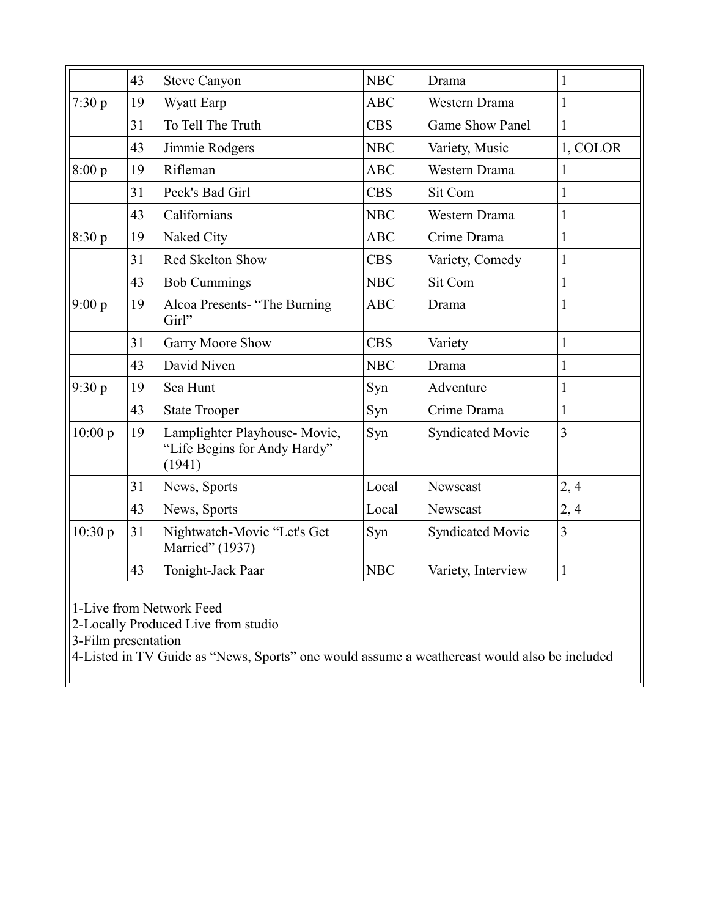| | | | | | |
|---|---|---|---|---|---|
| | 43 | Steve Canyon | NBC | Drama | 1 |
| 7:30 p | 19 | Wyatt Earp | ABC | Western Drama | 1 |
| | 31 | To Tell The Truth | CBS | Game Show Panel | 1 |
| | 43 | Jimmie Rodgers | NBC | Variety, Music | 1, COLOR |
| 8:00 p | 19 | Rifleman | ABC | Western Drama | 1 |
| | 31 | Peck's Bad Girl | CBS | Sit Com | 1 |
| | 43 | Californians | NBC | Western Drama | 1 |
| 8:30 p | 19 | Naked City | ABC | Crime Drama | 1 |
| | 31 | Red Skelton Show | CBS | Variety, Comedy | 1 |
| | 43 | Bob Cummings | NBC | Sit Com | 1 |
| 9:00 p | 19 | Alcoa Presents- "The Burning Girl" | ABC | Drama | 1 |
| | 31 | Garry Moore Show | CBS | Variety | 1 |
| | 43 | David Niven | NBC | Drama | 1 |
| 9:30 p | 19 | Sea Hunt | Syn | Adventure | 1 |
| | 43 | State Trooper | Syn | Crime Drama | 1 |
| 10:00 p | 19 | Lamplighter Playhouse- Movie, "Life Begins for Andy Hardy" (1941) | Syn | Syndicated Movie | 3 |
| | 31 | News, Sports | Local | Newscast | 2, 4 |
| | 43 | News, Sports | Local | Newscast | 2, 4 |
| 10:30 p | 31 | Nightwatch-Movie "Let's Get Married" (1937) | Syn | Syndicated Movie | 3 |
| | 43 | Tonight-Jack Paar | NBC | Variety, Interview | 1 |

1-Live from Network Feed
2-Locally Produced Live from studio
3-Film presentation
4-Listed in TV Guide as "News, Sports" one would assume a weathercast would also be included